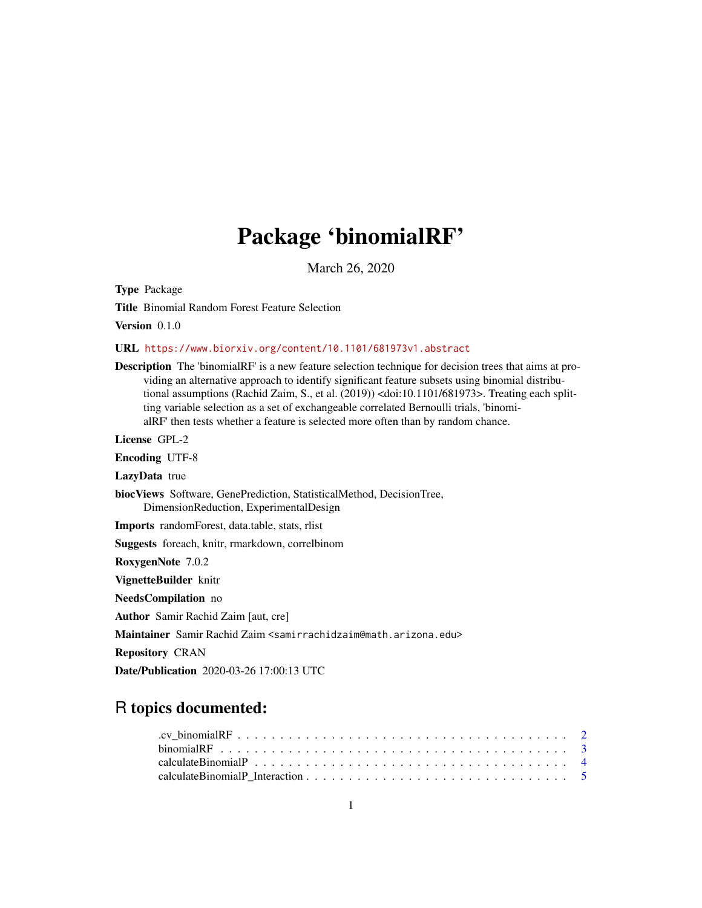# Package 'binomialRF'

March 26, 2020

**Type** Package

**Title** Binomial Random Forest Feature Selection

**Version** 0.1.0

**URL** https://www.biorxiv.org/content/10.1101/681973v1.abstract

**Description** The 'binomialRF' is a new feature selection technique for decision trees that aims at providing an alternative approach to identify significant feature subsets using binomial distributional assumptions (Rachid Zaim, S., et al. (2019)) <doi:10.1101/681973>. Treating each splitting variable selection as a set of exchangeable correlated Bernoulli trials, 'binomialRF' then tests whether a feature is selected more often than by random chance.

**License** GPL-2

**Encoding** UTF-8

**LazyData** true

**biocViews** Software, GenePrediction, StatisticalMethod, DecisionTree, DimensionReduction, ExperimentalDesign

**Imports** randomForest, data.table, stats, rlist

**Suggests** foreach, knitr, rmarkdown, correlbinom

**RoxygenNote** 7.0.2

**VignetteBuilder** knitr

**NeedsCompilation** no

**Author** Samir Rachid Zaim [aut, cre]

**Maintainer** Samir Rachid Zaim <samirrachidzaim@math.arizona.edu>

**Repository** CRAN

**Date/Publication** 2020-03-26 17:00:13 UTC

## R topics documented:

- .cv_binomialRF . . . . . . . . . . . . . . . . . . . . . . . . . . . . . . . . . . . . 2
- binomialRF . . . . . . . . . . . . . . . . . . . . . . . . . . . . . . . . . . . . . . 3
- calculateBinomialP . . . . . . . . . . . . . . . . . . . . . . . . . . . . . . . . . . 4
- calculateBinomialP_Interaction . . . . . . . . . . . . . . . . . . . . . . . . . . . 5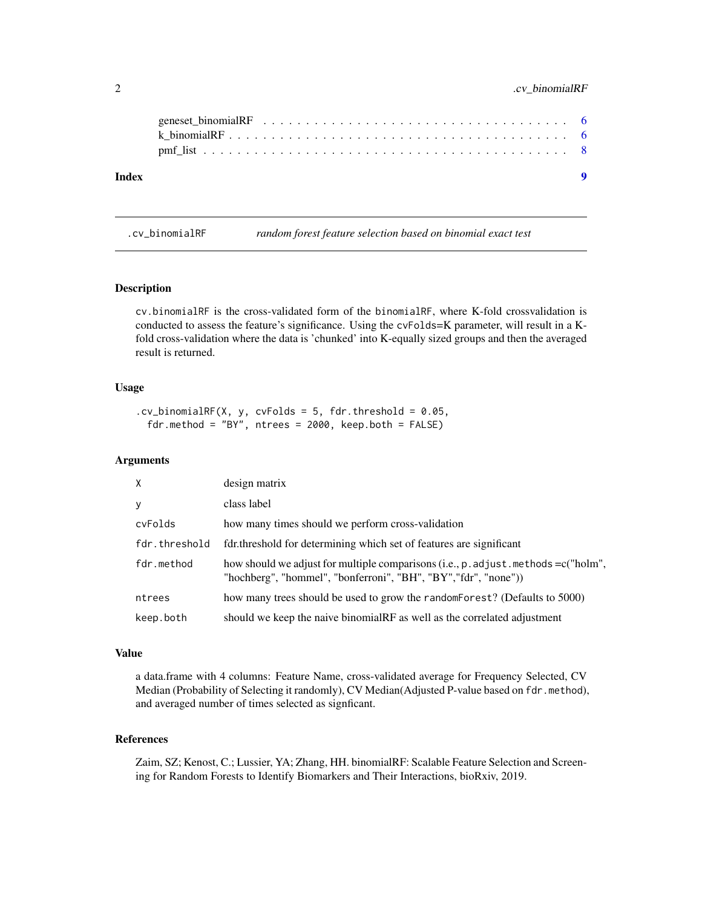geneset_binomialRF . . . . . . . . . . . . . . . . . . . . . . . . . . . . . . . . . . 6
k_binomialRF . . . . . . . . . . . . . . . . . . . . . . . . . . . . . . . . . . . . . 6
pmf_list . . . . . . . . . . . . . . . . . . . . . . . . . . . . . . . . . . . . . . . 8

**Index** **9**

---

`.cv_binomialRF` *random forest feature selection based on binomial exact test*

---

### Description

`cv.binomialRF` is the cross-validated form of the `binomialRF`, where K-fold crossvalidation is conducted to assess the feature's significance. Using the `cvFolds=K` parameter, will result in a K-fold cross-validation where the data is 'chunked' into K-equally sized groups and then the averaged result is returned.

### Usage

```
.cv_binomialRF(X, y, cvFolds = 5, fdr.threshold = 0.05,
  fdr.method = "BY", ntrees = 2000, keep.both = FALSE)
```

### Arguments

| | |
|---|---|
| `X` | design matrix |
| `y` | class label |
| `cvFolds` | how many times should we perform cross-validation |
| `fdr.threshold` | fdr.threshold for determining which set of features are significant |
| `fdr.method` | how should we adjust for multiple comparisons (i.e., `p.adjust.methods` =c("holm", "hochberg", "hommel", "bonferroni", "BH", "BY","fdr", "none")) |
| `ntrees` | how many trees should be used to grow the `randomForest`? (Defaults to 5000) |
| `keep.both` | should we keep the naive binomialRF as well as the correlated adjustment |

### Value

a data.frame with 4 columns: Feature Name, cross-validated average for Frequency Selected, CV Median (Probability of Selecting it randomly), CV Median(Adjusted P-value based on `fdr.method`), and averaged number of times selected as signficant.

### References

Zaim, SZ; Kenost, C.; Lussier, YA; Zhang, HH. binomialRF: Scalable Feature Selection and Screening for Random Forests to Identify Biomarkers and Their Interactions, bioRxiv, 2019.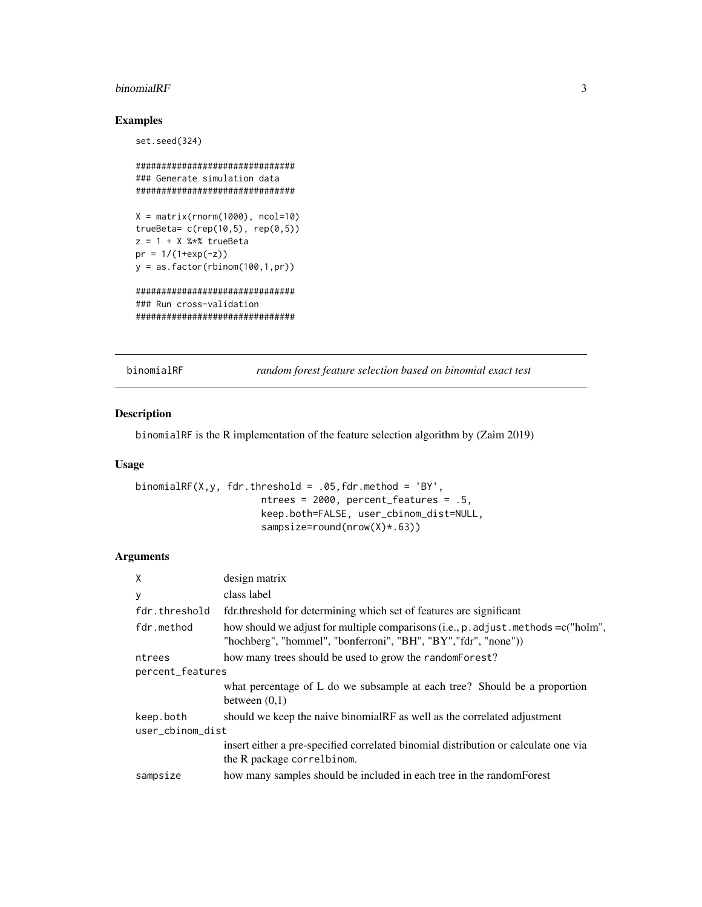## Examples

```
set.seed(324)

###############################
### Generate simulation data
###############################

X = matrix(rnorm(1000), ncol=10)
trueBeta= c(rep(10,5), rep(0,5))
z = 1 + X %*% trueBeta
pr = 1/(1+exp(-z))
y = as.factor(rbinom(100,1,pr))

###############################
### Run cross-validation
###############################
```

---

## binomialRF    *random forest feature selection based on binomial exact test*

---

### Description

binomialRF is the R implementation of the feature selection algorithm by (Zaim 2019)

### Usage

```
binomialRF(X,y, fdr.threshold = .05,fdr.method = 'BY',
                    ntrees = 2000, percent_features = .5,
                    keep.both=FALSE, user_cbinom_dist=NULL,
                    sampsize=round(nrow(X)*.63))
```

### Arguments

| | |
|---|---|
| X | design matrix |
| y | class label |
| fdr.threshold | fdr.threshold for determining which set of features are significant |
| fdr.method | how should we adjust for multiple comparisons (i.e., p.adjust.methods =c("holm", "hochberg", "hommel", "bonferroni", "BH", "BY","fdr", "none")) |
| ntrees | how many trees should be used to grow the randomForest? |
| percent_features | what percentage of L do we subsample at each tree? Should be a proportion between (0,1) |
| keep.both | should we keep the naive binomialRF as well as the correlated adjustment |
| user_cbinom_dist | insert either a pre-specified correlated binomial distribution or calculate one via the R package correlbinom. |
| sampsize | how many samples should be included in each tree in the randomForest |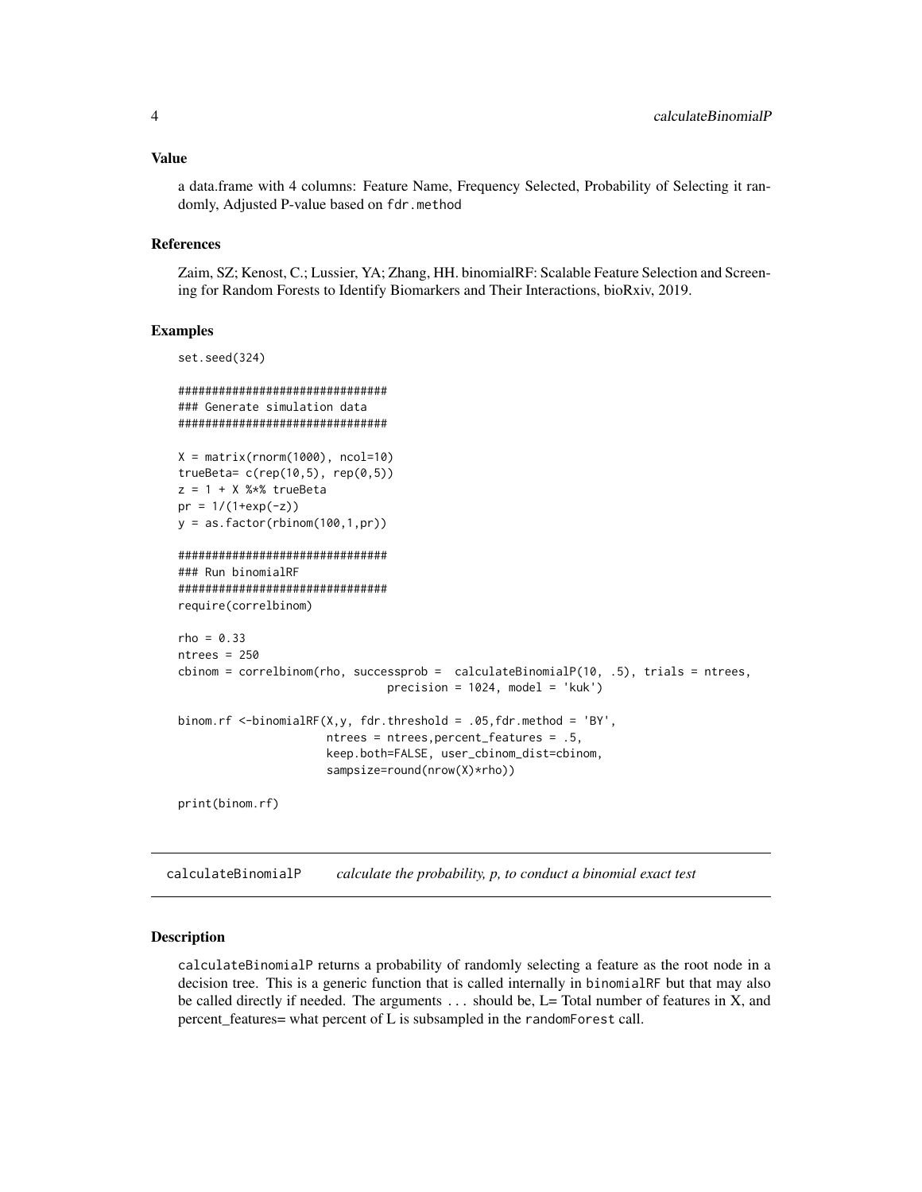### Value

a data.frame with 4 columns: Feature Name, Frequency Selected, Probability of Selecting it randomly, Adjusted P-value based on `fdr.method`

### References

Zaim, SZ; Kenost, C.; Lussier, YA; Zhang, HH. binomialRF: Scalable Feature Selection and Screening for Random Forests to Identify Biomarkers and Their Interactions, bioRxiv, 2019.

### Examples

```
set.seed(324)

###############################
### Generate simulation data
###############################

X = matrix(rnorm(1000), ncol=10)
trueBeta= c(rep(10,5), rep(0,5))
z = 1 + X %*% trueBeta
pr = 1/(1+exp(-z))
y = as.factor(rbinom(100,1,pr))

###############################
### Run binomialRF
###############################
require(correlbinom)

rho = 0.33
ntrees = 250
cbinom = correlbinom(rho, successprob =  calculateBinomialP(10, .5), trials = ntrees,
                              precision = 1024, model = 'kuk')

binom.rf <-binomialRF(X,y, fdr.threshold = .05,fdr.method = 'BY',
                      ntrees = ntrees,percent_features = .5,
                      keep.both=FALSE, user_cbinom_dist=cbinom,
                      sampsize=round(nrow(X)*rho))

print(binom.rf)
```

---

## calculateBinomialP &nbsp;&nbsp;&nbsp; *calculate the probability, p, to conduct a binomial exact test*

---

### Description

`calculateBinomialP` returns a probability of randomly selecting a feature as the root node in a decision tree. This is a generic function that is called internally in `binomialRF` but that may also be called directly if needed. The arguments `...` should be, L= Total number of features in X, and percent_features= what percent of L is subsampled in the `randomForest` call.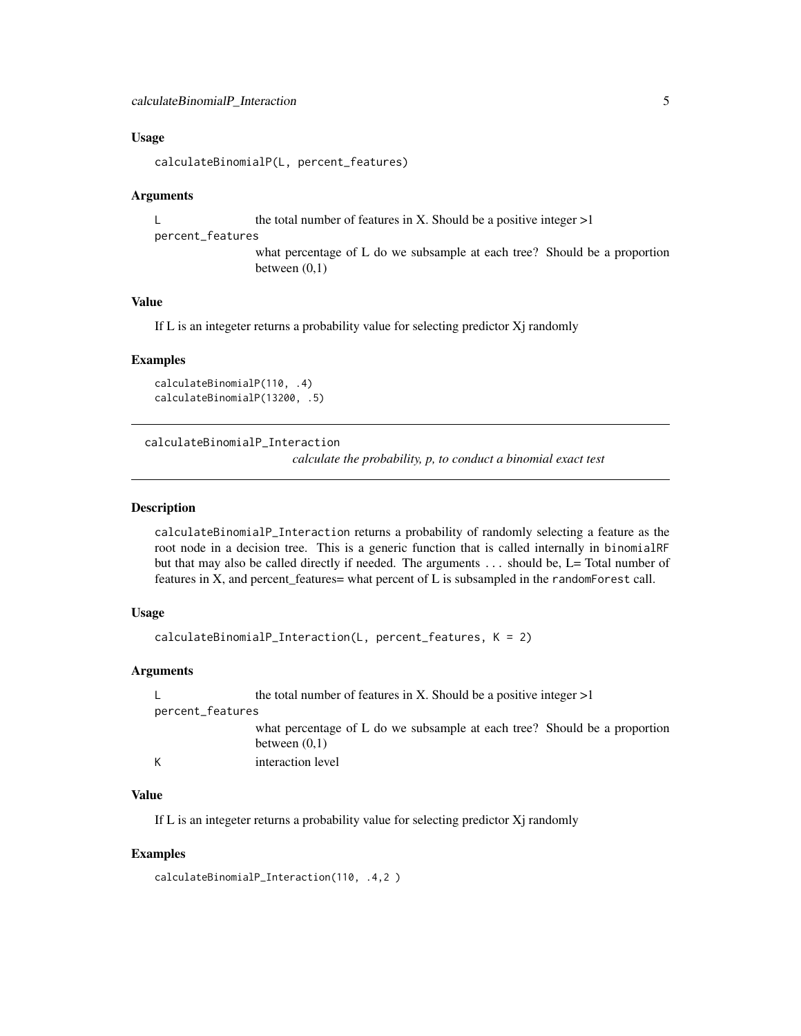### Usage

```
calculateBinomialP(L, percent_features)
```

### Arguments

| | |
|---|---|
| `L` | the total number of features in X. Should be a positive integer >1 |
| `percent_features` | what percentage of L do we subsample at each tree? Should be a proportion between (0,1) |

### Value

If L is an integeter returns a probability value for selecting predictor Xj randomly

### Examples

```
calculateBinomialP(110, .4)
calculateBinomialP(13200, .5)
```

---

## calculateBinomialP_Interaction

*calculate the probability, p, to conduct a binomial exact test*

---

### Description

`calculateBinomialP_Interaction` returns a probability of randomly selecting a feature as the root node in a decision tree. This is a generic function that is called internally in `binomialRF` but that may also be called directly if needed. The arguments ... should be, L= Total number of features in X, and percent_features= what percent of L is subsampled in the `randomForest` call.

### Usage

```
calculateBinomialP_Interaction(L, percent_features, K = 2)
```

### Arguments

| | |
|---|---|
| `L` | the total number of features in X. Should be a positive integer >1 |
| `percent_features` | what percentage of L do we subsample at each tree? Should be a proportion between (0,1) |
| `K` | interaction level |

### Value

If L is an integeter returns a probability value for selecting predictor Xj randomly

### Examples

```
calculateBinomialP_Interaction(110, .4,2 )
```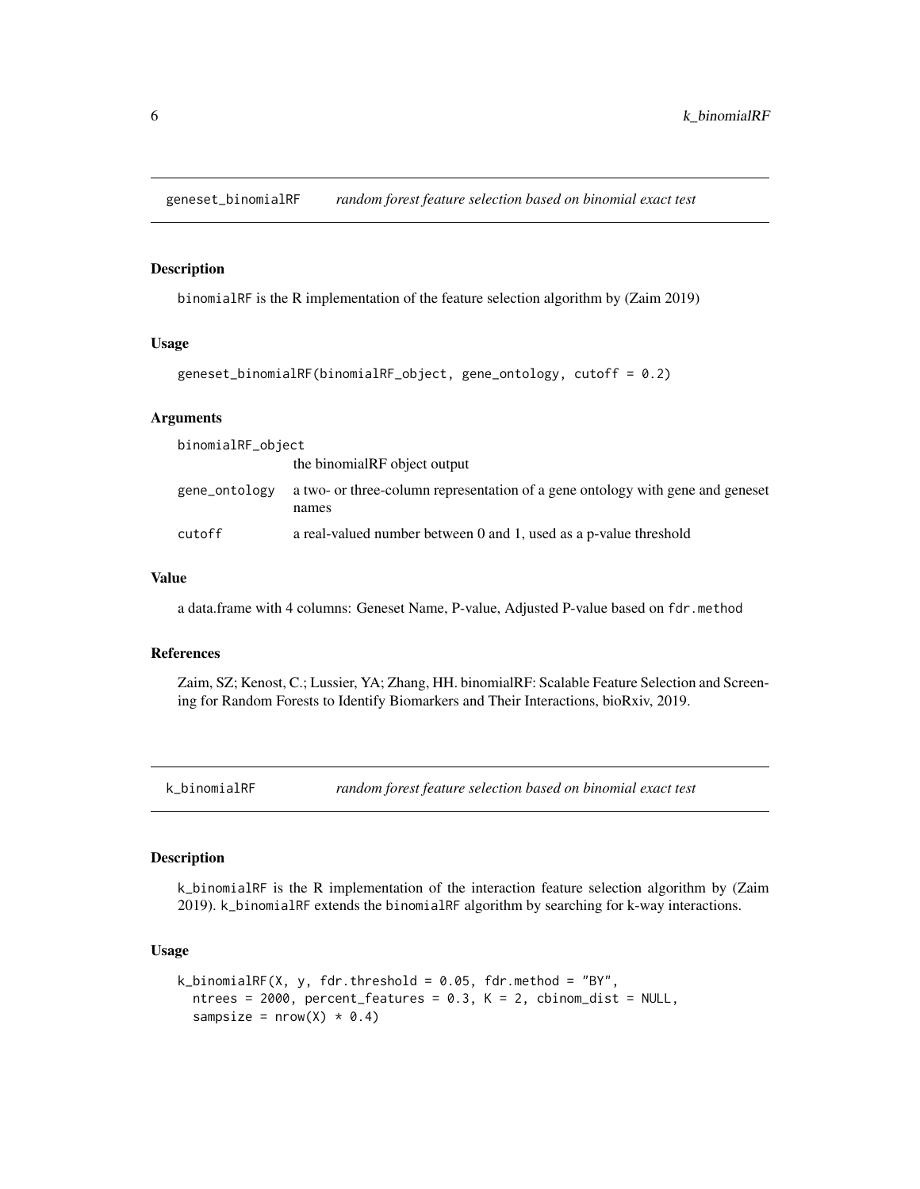## geneset_binomialRF — *random forest feature selection based on binomial exact test*

### Description

binomialRF is the R implementation of the feature selection algorithm by (Zaim 2019)

### Usage

```
geneset_binomialRF(binomialRF_object, gene_ontology, cutoff = 0.2)
```

### Arguments

| Argument | Description |
| --- | --- |
| binomialRF_object | the binomialRF object output |
| gene_ontology | a two- or three-column representation of a gene ontology with gene and geneset names |
| cutoff | a real-valued number between 0 and 1, used as a p-value threshold |

### Value

a data.frame with 4 columns: Geneset Name, P-value, Adjusted P-value based on fdr.method

### References

Zaim, SZ; Kenost, C.; Lussier, YA; Zhang, HH. binomialRF: Scalable Feature Selection and Screening for Random Forests to Identify Biomarkers and Their Interactions, bioRxiv, 2019.

## k_binomialRF — *random forest feature selection based on binomial exact test*

### Description

k_binomialRF is the R implementation of the interaction feature selection algorithm by (Zaim 2019). k_binomialRF extends the binomialRF algorithm by searching for k-way interactions.

### Usage

```
k_binomialRF(X, y, fdr.threshold = 0.05, fdr.method = "BY",
  ntrees = 2000, percent_features = 0.3, K = 2, cbinom_dist = NULL,
  sampsize = nrow(X) * 0.4)
```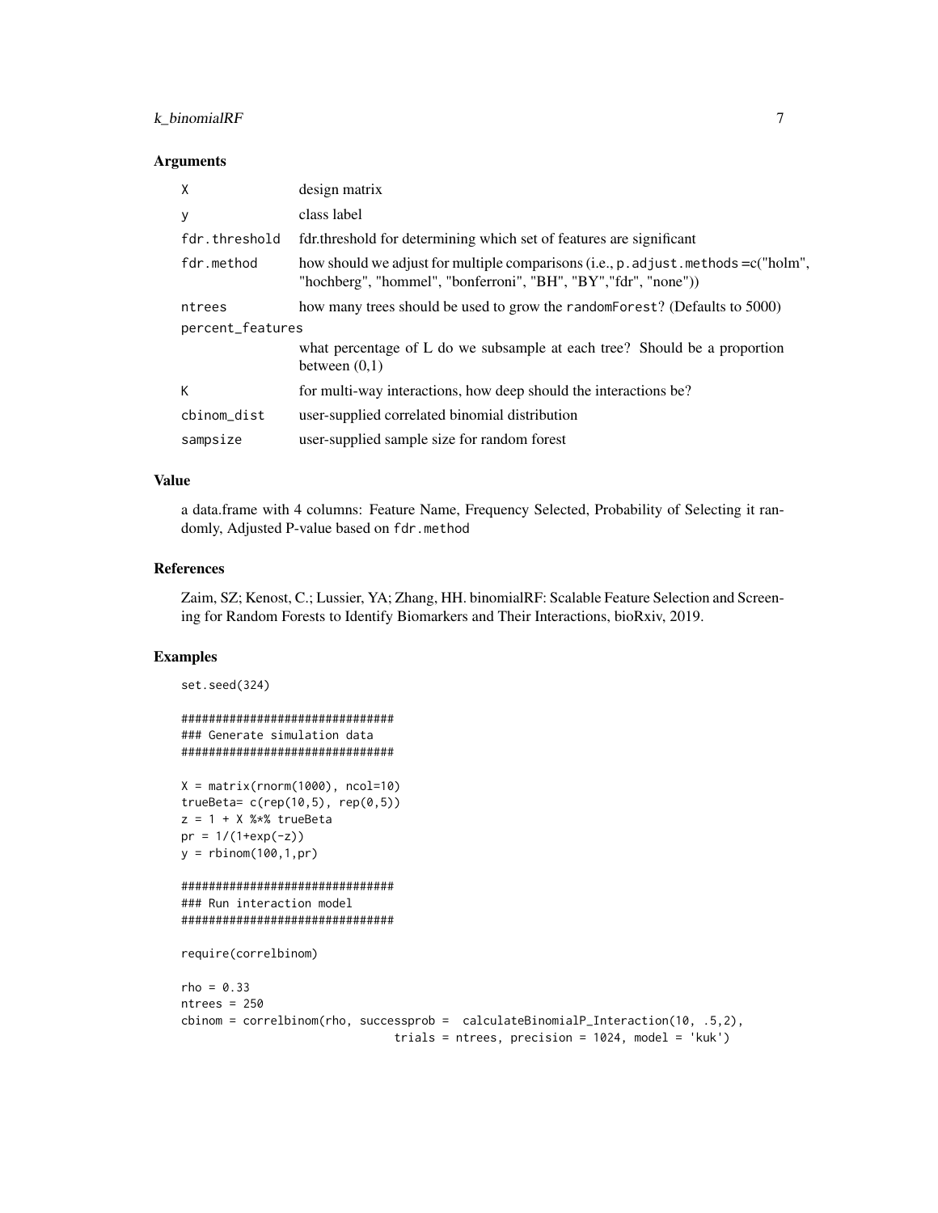### Arguments

| | |
|---|---|
| X | design matrix |
| y | class label |
| fdr.threshold | fdr.threshold for determining which set of features are significant |
| fdr.method | how should we adjust for multiple comparisons (i.e., p.adjust.methods =c("holm", "hochberg", "hommel", "bonferroni", "BH", "BY","fdr", "none")) |
| ntrees | how many trees should be used to grow the randomForest? (Defaults to 5000) |
| percent_features | what percentage of L do we subsample at each tree? Should be a proportion between (0,1) |
| K | for multi-way interactions, how deep should the interactions be? |
| cbinom_dist | user-supplied correlated binomial distribution |
| sampsize | user-supplied sample size for random forest |

### Value

a data.frame with 4 columns: Feature Name, Frequency Selected, Probability of Selecting it randomly, Adjusted P-value based on fdr.method

### References

Zaim, SZ; Kenost, C.; Lussier, YA; Zhang, HH. binomialRF: Scalable Feature Selection and Screening for Random Forests to Identify Biomarkers and Their Interactions, bioRxiv, 2019.

### Examples

```
set.seed(324)

###############################
### Generate simulation data
###############################

X = matrix(rnorm(1000), ncol=10)
trueBeta= c(rep(10,5), rep(0,5))
z = 1 + X %*% trueBeta
pr = 1/(1+exp(-z))
y = rbinom(100,1,pr)

###############################
### Run interaction model
###############################

require(correlbinom)

rho = 0.33
ntrees = 250
cbinom = correlbinom(rho, successprob =  calculateBinomialP_Interaction(10, .5,2),
                              trials = ntrees, precision = 1024, model = 'kuk')
```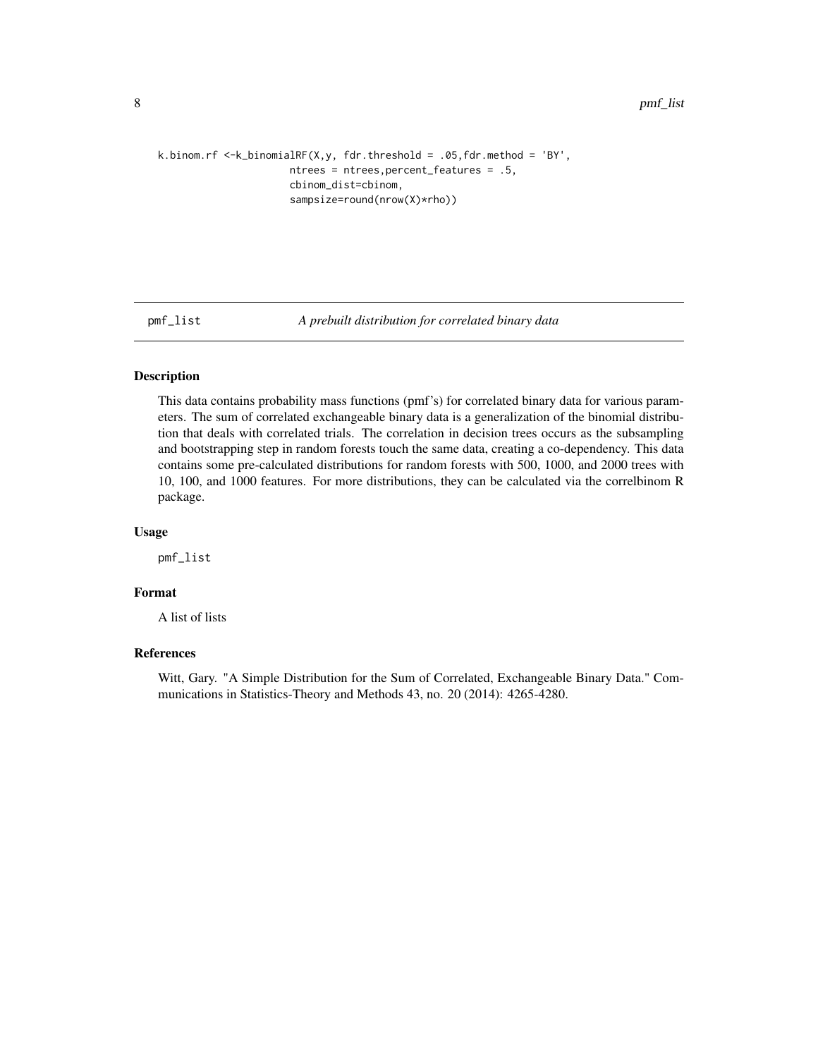```
k.binom.rf <-k_binomialRF(X,y, fdr.threshold = .05,fdr.method = 'BY',
                     ntrees = ntrees,percent_features = .5,
                     cbinom_dist=cbinom,
                     sampsize=round(nrow(X)*rho))
```

## pmf_list — *A prebuilt distribution for correlated binary data*

### Description

This data contains probability mass functions (pmf's) for correlated binary data for various parameters. The sum of correlated exchangeable binary data is a generalization of the binomial distribution that deals with correlated trials. The correlation in decision trees occurs as the subsampling and bootstrapping step in random forests touch the same data, creating a co-dependency. This data contains some pre-calculated distributions for random forests with 500, 1000, and 2000 trees with 10, 100, and 1000 features. For more distributions, they can be calculated via the correlbinom R package.

### Usage

```
pmf_list
```

### Format

A list of lists

### References

Witt, Gary. "A Simple Distribution for the Sum of Correlated, Exchangeable Binary Data." Communications in Statistics-Theory and Methods 43, no. 20 (2014): 4265-4280.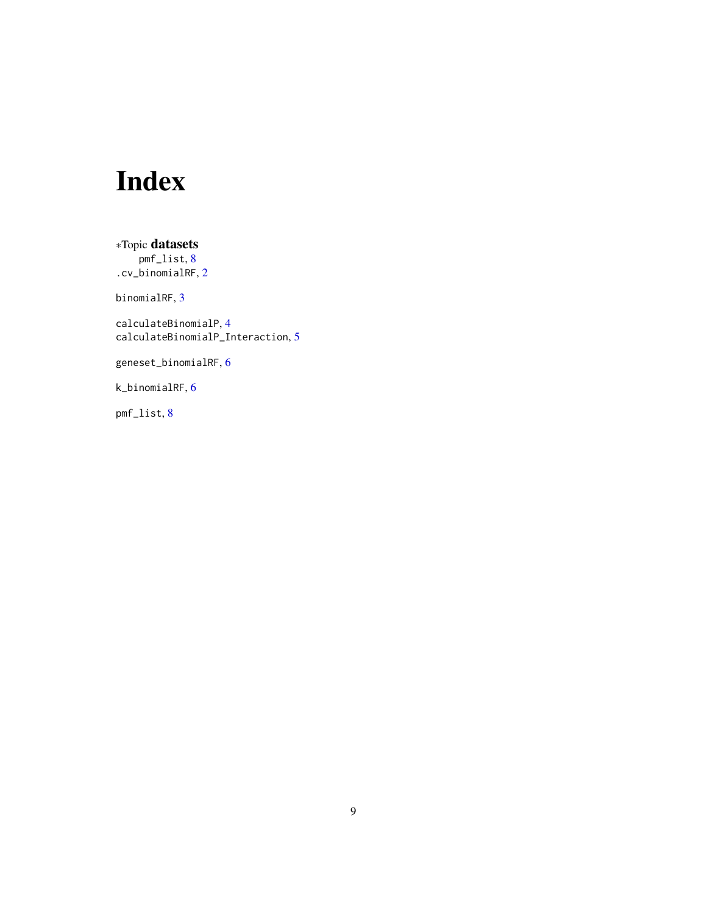# Index

*Topic **datasets**
    pmf_list, 8
.cv_binomialRF, 2

binomialRF, 3

calculateBinomialP, 4
calculateBinomialP_Interaction, 5

geneset_binomialRF, 6

k_binomialRF, 6

pmf_list, 8